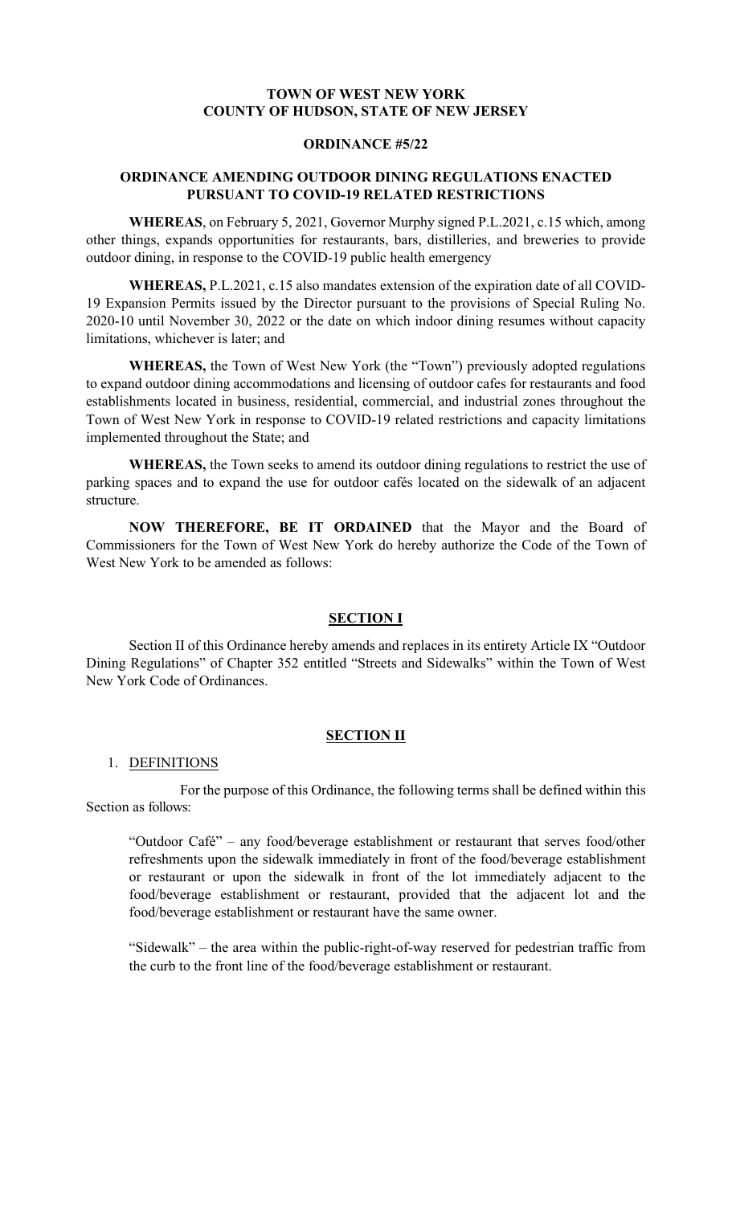**TOWN OF WEST NEW YORK**
**COUNTY OF HUDSON, STATE OF NEW JERSEY**

**ORDINANCE #5/22**

**ORDINANCE AMENDING OUTDOOR DINING REGULATIONS ENACTED PURSUANT TO COVID-19 RELATED RESTRICTIONS**

**WHEREAS**, on February 5, 2021, Governor Murphy signed P.L.2021, c.15 which, among other things, expands opportunities for restaurants, bars, distilleries, and breweries to provide outdoor dining, in response to the COVID-19 public health emergency

**WHEREAS,** P.L.2021, c.15 also mandates extension of the expiration date of all COVID-19 Expansion Permits issued by the Director pursuant to the provisions of Special Ruling No. 2020-10 until November 30, 2022 or the date on which indoor dining resumes without capacity limitations, whichever is later; and

**WHEREAS,** the Town of West New York (the "Town") previously adopted regulations to expand outdoor dining accommodations and licensing of outdoor cafes for restaurants and food establishments located in business, residential, commercial, and industrial zones throughout the Town of West New York in response to COVID-19 related restrictions and capacity limitations implemented throughout the State; and

**WHEREAS,** the Town seeks to amend its outdoor dining regulations to restrict the use of parking spaces and to expand the use for outdoor cafés located on the sidewalk of an adjacent structure.

**NOW THEREFORE, BE IT ORDAINED** that the Mayor and the Board of Commissioners for the Town of West New York do hereby authorize the Code of the Town of West New York to be amended as follows:

**SECTION I**

Section II of this Ordinance hereby amends and replaces in its entirety Article IX "Outdoor Dining Regulations" of Chapter 352 entitled "Streets and Sidewalks" within the Town of West New York Code of Ordinances.

**SECTION II**

1. DEFINITIONS

For the purpose of this Ordinance, the following terms shall be defined within this Section as follows:

"Outdoor Café" – any food/beverage establishment or restaurant that serves food/other refreshments upon the sidewalk immediately in front of the food/beverage establishment or restaurant or upon the sidewalk in front of the lot immediately adjacent to the food/beverage establishment or restaurant, provided that the adjacent lot and the food/beverage establishment or restaurant have the same owner.

"Sidewalk" – the area within the public-right-of-way reserved for pedestrian traffic from the curb to the front line of the food/beverage establishment or restaurant.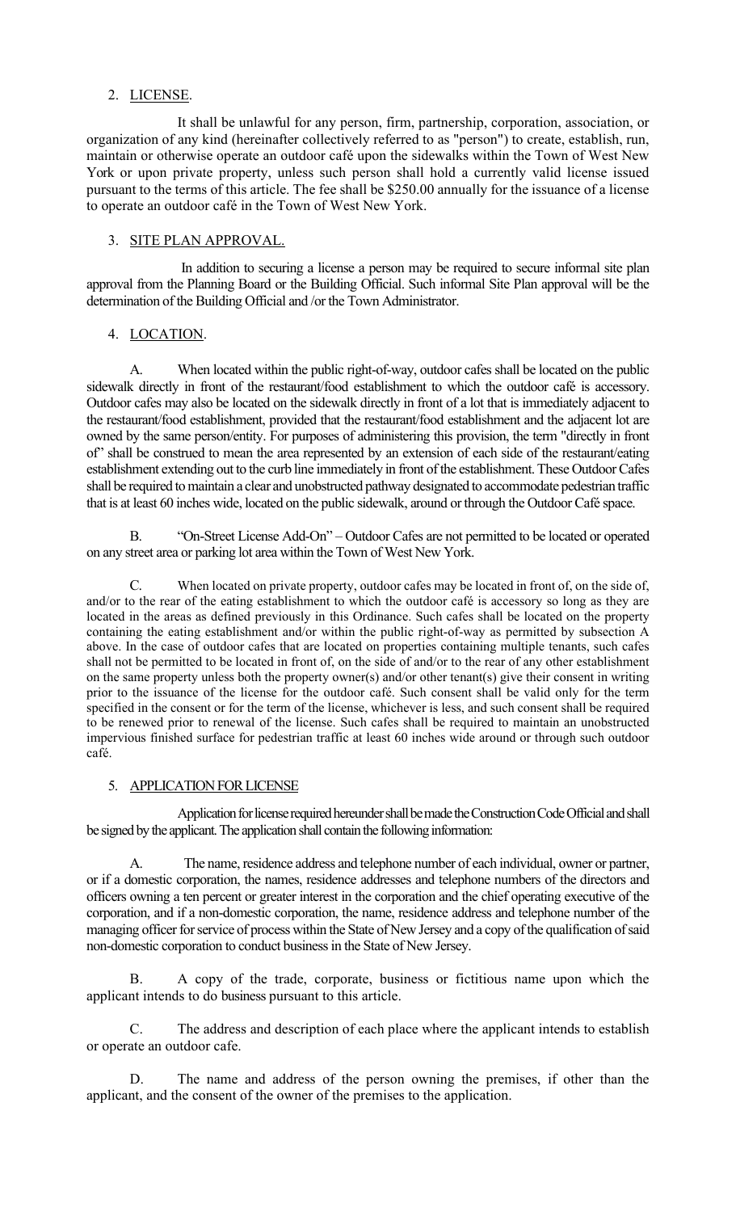2. LICENSE.

It shall be unlawful for any person, firm, partnership, corporation, association, or organization of any kind (hereinafter collectively referred to as "person") to create, establish, run, maintain or otherwise operate an outdoor café upon the sidewalks within the Town of West New York or upon private property, unless such person shall hold a currently valid license issued pursuant to the terms of this article. The fee shall be $250.00 annually for the issuance of a license to operate an outdoor café in the Town of West New York.

3. SITE PLAN APPROVAL.

In addition to securing a license a person may be required to secure informal site plan approval from the Planning Board or the Building Official. Such informal Site Plan approval will be the determination of the Building Official and /or the Town Administrator.

4. LOCATION.

A. When located within the public right-of-way, outdoor cafes shall be located on the public sidewalk directly in front of the restaurant/food establishment to which the outdoor café is accessory. Outdoor cafes may also be located on the sidewalk directly in front of a lot that is immediately adjacent to the restaurant/food establishment, provided that the restaurant/food establishment and the adjacent lot are owned by the same person/entity. For purposes of administering this provision, the term "directly in front of" shall be construed to mean the area represented by an extension of each side of the restaurant/eating establishment extending out to the curb line immediately in front of the establishment. These Outdoor Cafes shall be required to maintain a clear and unobstructed pathway designated to accommodate pedestrian traffic that is at least 60 inches wide, located on the public sidewalk, around or through the Outdoor Café space.

B. "On-Street License Add-On" – Outdoor Cafes are not permitted to be located or operated on any street area or parking lot area within the Town of West New York.

C. When located on private property, outdoor cafes may be located in front of, on the side of, and/or to the rear of the eating establishment to which the outdoor café is accessory so long as they are located in the areas as defined previously in this Ordinance. Such cafes shall be located on the property containing the eating establishment and/or within the public right-of-way as permitted by subsection A above. In the case of outdoor cafes that are located on properties containing multiple tenants, such cafes shall not be permitted to be located in front of, on the side of and/or to the rear of any other establishment on the same property unless both the property owner(s) and/or other tenant(s) give their consent in writing prior to the issuance of the license for the outdoor café. Such consent shall be valid only for the term specified in the consent or for the term of the license, whichever is less, and such consent shall be required to be renewed prior to renewal of the license. Such cafes shall be required to maintain an unobstructed impervious finished surface for pedestrian traffic at least 60 inches wide around or through such outdoor café.

5. APPLICATION FOR LICENSE

Application for license required hereunder shall be made the Construction Code Official and shall be signed by the applicant. The application shall contain the following information:

A. The name, residence address and telephone number of each individual, owner or partner, or if a domestic corporation, the names, residence addresses and telephone numbers of the directors and officers owning a ten percent or greater interest in the corporation and the chief operating executive of the corporation, and if a non-domestic corporation, the name, residence address and telephone number of the managing officer for service of process within the State of New Jersey and a copy of the qualification of said non-domestic corporation to conduct business in the State of New Jersey.

B. A copy of the trade, corporate, business or fictitious name upon which the applicant intends to do business pursuant to this article.

C. The address and description of each place where the applicant intends to establish or operate an outdoor cafe.

D. The name and address of the person owning the premises, if other than the applicant, and the consent of the owner of the premises to the application.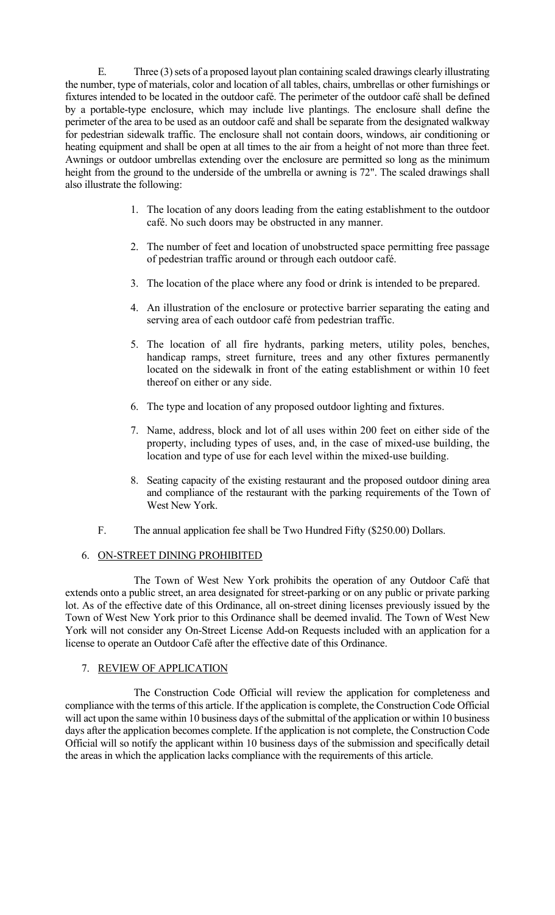E. Three (3) sets of a proposed layout plan containing scaled drawings clearly illustrating the number, type of materials, color and location of all tables, chairs, umbrellas or other furnishings or fixtures intended to be located in the outdoor café. The perimeter of the outdoor café shall be defined by a portable-type enclosure, which may include live plantings. The enclosure shall define the perimeter of the area to be used as an outdoor café and shall be separate from the designated walkway for pedestrian sidewalk traffic. The enclosure shall not contain doors, windows, air conditioning or heating equipment and shall be open at all times to the air from a height of not more than three feet. Awnings or outdoor umbrellas extending over the enclosure are permitted so long as the minimum height from the ground to the underside of the umbrella or awning is 72". The scaled drawings shall also illustrate the following:

1. The location of any doors leading from the eating establishment to the outdoor café. No such doors may be obstructed in any manner.
2. The number of feet and location of unobstructed space permitting free passage of pedestrian traffic around or through each outdoor café.
3. The location of the place where any food or drink is intended to be prepared.
4. An illustration of the enclosure or protective barrier separating the eating and serving area of each outdoor café from pedestrian traffic.
5. The location of all fire hydrants, parking meters, utility poles, benches, handicap ramps, street furniture, trees and any other fixtures permanently located on the sidewalk in front of the eating establishment or within 10 feet thereof on either or any side.
6. The type and location of any proposed outdoor lighting and fixtures.
7. Name, address, block and lot of all uses within 200 feet on either side of the property, including types of uses, and, in the case of mixed-use building, the location and type of use for each level within the mixed-use building.
8. Seating capacity of the existing restaurant and the proposed outdoor dining area and compliance of the restaurant with the parking requirements of the Town of West New York.

F. The annual application fee shall be Two Hundred Fifty ($250.00) Dollars.

6. <u>ON-STREET DINING PROHIBITED</u>

The Town of West New York prohibits the operation of any Outdoor Café that extends onto a public street, an area designated for street-parking or on any public or private parking lot. As of the effective date of this Ordinance, all on-street dining licenses previously issued by the Town of West New York prior to this Ordinance shall be deemed invalid. The Town of West New York will not consider any On-Street License Add-on Requests included with an application for a license to operate an Outdoor Café after the effective date of this Ordinance.

7. <u>REVIEW OF APPLICATION</u>

The Construction Code Official will review the application for completeness and compliance with the terms of this article. If the application is complete, the Construction Code Official will act upon the same within 10 business days of the submittal of the application or within 10 business days after the application becomes complete. If the application is not complete, the Construction Code Official will so notify the applicant within 10 business days of the submission and specifically detail the areas in which the application lacks compliance with the requirements of this article.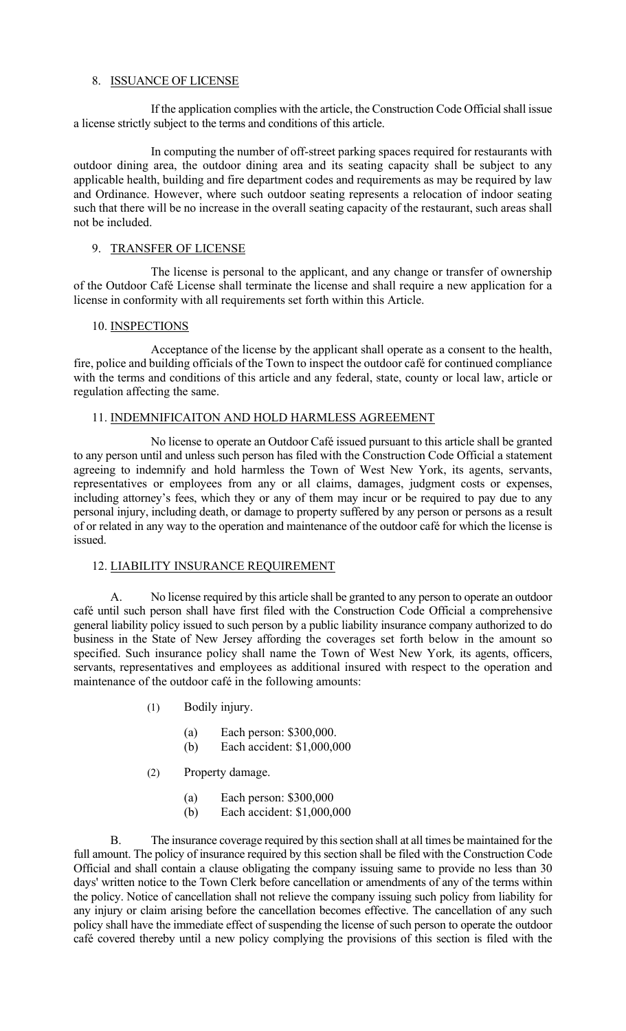8. <u>ISSUANCE OF LICENSE</u>

If the application complies with the article, the Construction Code Official shall issue a license strictly subject to the terms and conditions of this article.

In computing the number of off-street parking spaces required for restaurants with outdoor dining area, the outdoor dining area and its seating capacity shall be subject to any applicable health, building and fire department codes and requirements as may be required by law and Ordinance. However, where such outdoor seating represents a relocation of indoor seating such that there will be no increase in the overall seating capacity of the restaurant, such areas shall not be included.

9. <u>TRANSFER OF LICENSE</u>

The license is personal to the applicant, and any change or transfer of ownership of the Outdoor Café License shall terminate the license and shall require a new application for a license in conformity with all requirements set forth within this Article.

10. <u>INSPECTIONS</u>

Acceptance of the license by the applicant shall operate as a consent to the health, fire, police and building officials of the Town to inspect the outdoor café for continued compliance with the terms and conditions of this article and any federal, state, county or local law, article or regulation affecting the same.

11. <u>INDEMNIFICAITON AND HOLD HARMLESS AGREEMENT</u>

No license to operate an Outdoor Café issued pursuant to this article shall be granted to any person until and unless such person has filed with the Construction Code Official a statement agreeing to indemnify and hold harmless the Town of West New York, its agents, servants, representatives or employees from any or all claims, damages, judgment costs or expenses, including attorney's fees, which they or any of them may incur or be required to pay due to any personal injury, including death, or damage to property suffered by any person or persons as a result of or related in any way to the operation and maintenance of the outdoor café for which the license is issued.

12. <u>LIABILITY INSURANCE REQUIREMENT</u>

A. No license required by this article shall be granted to any person to operate an outdoor café until such person shall have first filed with the Construction Code Official a comprehensive general liability policy issued to such person by a public liability insurance company authorized to do business in the State of New Jersey affording the coverages set forth below in the amount so specified. Such insurance policy shall name the Town of West New York*,* its agents, officers, servants, representatives and employees as additional insured with respect to the operation and maintenance of the outdoor café in the following amounts:

- (1) Bodily injury.
  - (a) Each person: $300,000.
  - (b) Each accident: $1,000,000
- (2) Property damage.
  - (a) Each person: $300,000
  - (b) Each accident: $1,000,000

B. The insurance coverage required by this section shall at all times be maintained for the full amount. The policy of insurance required by this section shall be filed with the Construction Code Official and shall contain a clause obligating the company issuing same to provide no less than 30 days' written notice to the Town Clerk before cancellation or amendments of any of the terms within the policy. Notice of cancellation shall not relieve the company issuing such policy from liability for any injury or claim arising before the cancellation becomes effective. The cancellation of any such policy shall have the immediate effect of suspending the license of such person to operate the outdoor café covered thereby until a new policy complying the provisions of this section is filed with the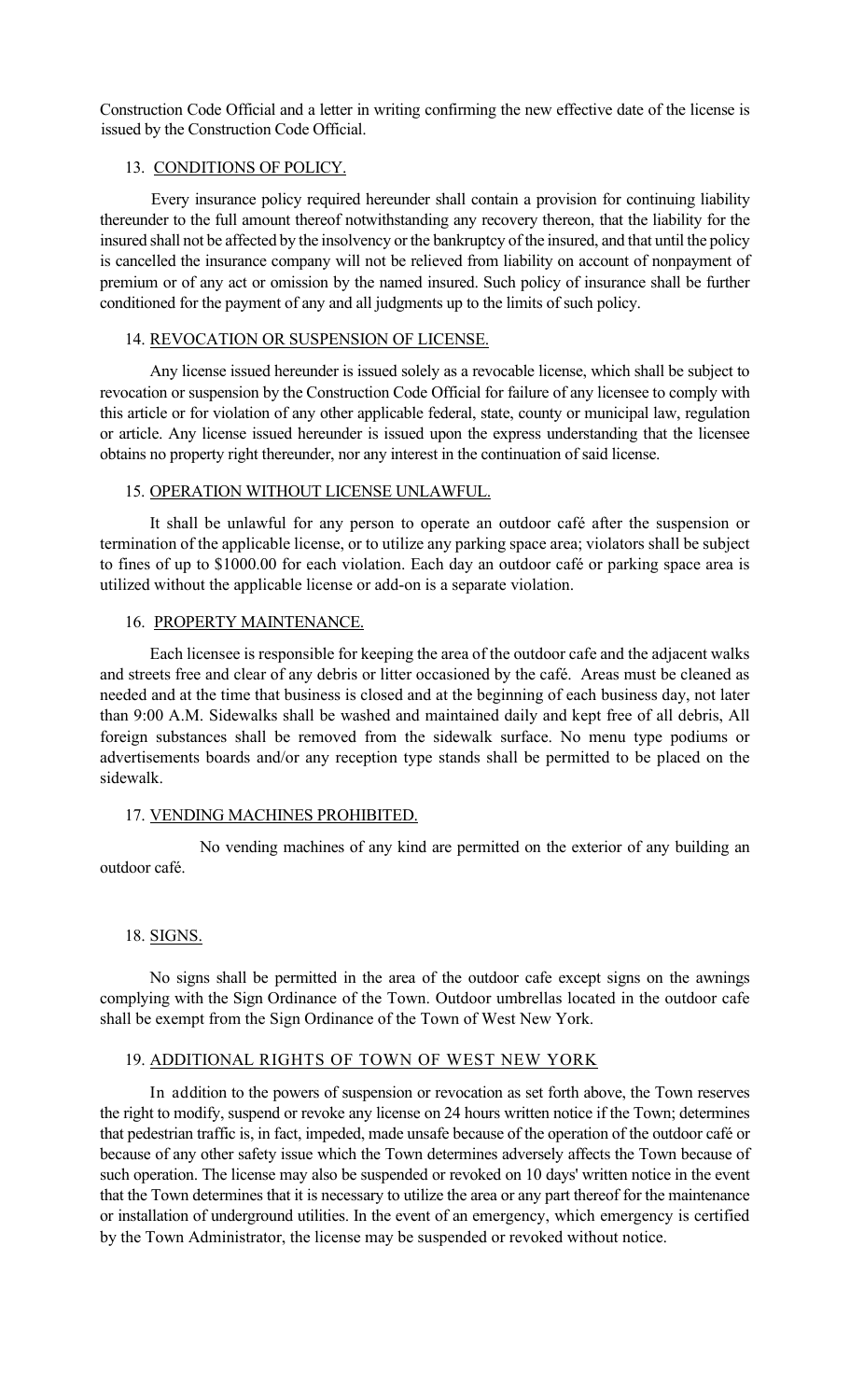Construction Code Official and a letter in writing confirming the new effective date of the license is issued by the Construction Code Official.

13. CONDITIONS OF POLICY.

Every insurance policy required hereunder shall contain a provision for continuing liability thereunder to the full amount thereof notwithstanding any recovery thereon, that the liability for the insured shall not be affected by the insolvency or the bankruptcy of the insured, and that until the policy is cancelled the insurance company will not be relieved from liability on account of nonpayment of premium or of any act or omission by the named insured. Such policy of insurance shall be further conditioned for the payment of any and all judgments up to the limits of such policy.

14. REVOCATION OR SUSPENSION OF LICENSE.

Any license issued hereunder is issued solely as a revocable license, which shall be subject to revocation or suspension by the Construction Code Official for failure of any licensee to comply with this article or for violation of any other applicable federal, state, county or municipal law, regulation or article. Any license issued hereunder is issued upon the express understanding that the licensee obtains no property right thereunder, nor any interest in the continuation of said license.

15. OPERATION WITHOUT LICENSE UNLAWFUL.

It shall be unlawful for any person to operate an outdoor café after the suspension or termination of the applicable license, or to utilize any parking space area; violators shall be subject to fines of up to $1000.00 for each violation. Each day an outdoor café or parking space area is utilized without the applicable license or add-on is a separate violation.

16. PROPERTY MAINTENANCE.

Each licensee is responsible for keeping the area of the outdoor cafe and the adjacent walks and streets free and clear of any debris or litter occasioned by the café. Areas must be cleaned as needed and at the time that business is closed and at the beginning of each business day, not later than 9:00 A.M. Sidewalks shall be washed and maintained daily and kept free of all debris, All foreign substances shall be removed from the sidewalk surface. No menu type podiums or advertisements boards and/or any reception type stands shall be permitted to be placed on the sidewalk.

17. VENDING MACHINES PROHIBITED.

No vending machines of any kind are permitted on the exterior of any building an outdoor café.

18. SIGNS.

No signs shall be permitted in the area of the outdoor cafe except signs on the awnings complying with the Sign Ordinance of the Town. Outdoor umbrellas located in the outdoor cafe shall be exempt from the Sign Ordinance of the Town of West New York.

19. ADDITIONAL RIGHTS OF TOWN OF WEST NEW YORK

In addition to the powers of suspension or revocation as set forth above, the Town reserves the right to modify, suspend or revoke any license on 24 hours written notice if the Town; determines that pedestrian traffic is, in fact, impeded, made unsafe because of the operation of the outdoor café or because of any other safety issue which the Town determines adversely affects the Town because of such operation. The license may also be suspended or revoked on 10 days' written notice in the event that the Town determines that it is necessary to utilize the area or any part thereof for the maintenance or installation of underground utilities. In the event of an emergency, which emergency is certified by the Town Administrator, the license may be suspended or revoked without notice.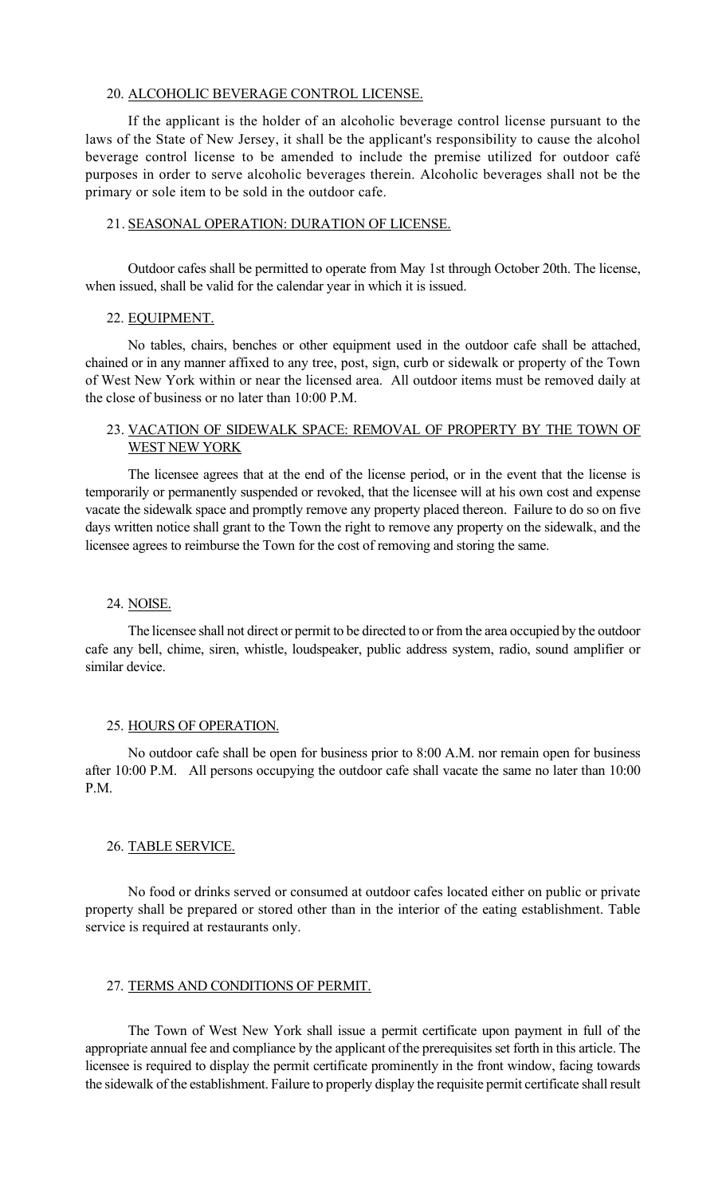20. ALCOHOLIC BEVERAGE CONTROL LICENSE.

If the applicant is the holder of an alcoholic beverage control license pursuant to the laws of the State of New Jersey, it shall be the applicant's responsibility to cause the alcohol beverage control license to be amended to include the premise utilized for outdoor café purposes in order to serve alcoholic beverages therein. Alcoholic beverages shall not be the primary or sole item to be sold in the outdoor cafe.

21. SEASONAL OPERATION: DURATION OF LICENSE.

Outdoor cafes shall be permitted to operate from May 1st through October 20th. The license, when issued, shall be valid for the calendar year in which it is issued.

22. EQUIPMENT.

No tables, chairs, benches or other equipment used in the outdoor cafe shall be attached, chained or in any manner affixed to any tree, post, sign, curb or sidewalk or property of the Town of West New York within or near the licensed area. All outdoor items must be removed daily at the close of business or no later than 10:00 P.M.

23. VACATION OF SIDEWALK SPACE: REMOVAL OF PROPERTY BY THE TOWN OF WEST NEW YORK

The licensee agrees that at the end of the license period, or in the event that the license is temporarily or permanently suspended or revoked, that the licensee will at his own cost and expense vacate the sidewalk space and promptly remove any property placed thereon. Failure to do so on five days written notice shall grant to the Town the right to remove any property on the sidewalk, and the licensee agrees to reimburse the Town for the cost of removing and storing the same.

24. NOISE.

The licensee shall not direct or permit to be directed to or from the area occupied by the outdoor cafe any bell, chime, siren, whistle, loudspeaker, public address system, radio, sound amplifier or similar device.

25. HOURS OF OPERATION.

No outdoor cafe shall be open for business prior to 8:00 A.M. nor remain open for business after 10:00 P.M. All persons occupying the outdoor cafe shall vacate the same no later than 10:00 P.M.

26. TABLE SERVICE.

No food or drinks served or consumed at outdoor cafes located either on public or private property shall be prepared or stored other than in the interior of the eating establishment. Table service is required at restaurants only.

27. TERMS AND CONDITIONS OF PERMIT.

The Town of West New York shall issue a permit certificate upon payment in full of the appropriate annual fee and compliance by the applicant of the prerequisites set forth in this article. The licensee is required to display the permit certificate prominently in the front window, facing towards the sidewalk of the establishment. Failure to properly display the requisite permit certificate shall result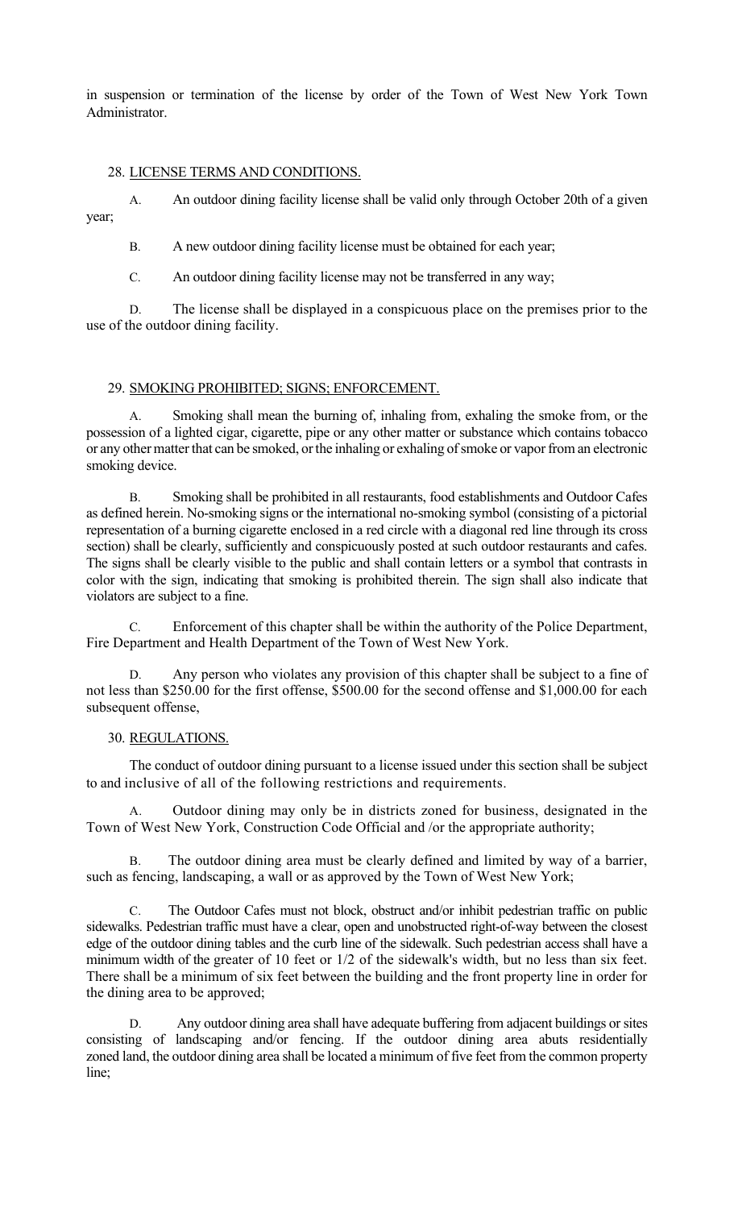in suspension or termination of the license by order of the Town of West New York Town Administrator.

28. LICENSE TERMS AND CONDITIONS.

A. An outdoor dining facility license shall be valid only through October 20th of a given year;

B. A new outdoor dining facility license must be obtained for each year;

C. An outdoor dining facility license may not be transferred in any way;

D. The license shall be displayed in a conspicuous place on the premises prior to the use of the outdoor dining facility.

29. SMOKING PROHIBITED; SIGNS; ENFORCEMENT.

A. Smoking shall mean the burning of, inhaling from, exhaling the smoke from, or the possession of a lighted cigar, cigarette, pipe or any other matter or substance which contains tobacco or any other matter that can be smoked, or the inhaling or exhaling of smoke or vapor from an electronic smoking device.

B. Smoking shall be prohibited in all restaurants, food establishments and Outdoor Cafes as defined herein. No-smoking signs or the international no-smoking symbol (consisting of a pictorial representation of a burning cigarette enclosed in a red circle with a diagonal red line through its cross section) shall be clearly, sufficiently and conspicuously posted at such outdoor restaurants and cafes. The signs shall be clearly visible to the public and shall contain letters or a symbol that contrasts in color with the sign, indicating that smoking is prohibited therein. The sign shall also indicate that violators are subject to a fine.

C. Enforcement of this chapter shall be within the authority of the Police Department, Fire Department and Health Department of the Town of West New York.

D. Any person who violates any provision of this chapter shall be subject to a fine of not less than $250.00 for the first offense, $500.00 for the second offense and $1,000.00 for each subsequent offense,

30. REGULATIONS.

The conduct of outdoor dining pursuant to a license issued under this section shall be subject to and inclusive of all of the following restrictions and requirements.

A. Outdoor dining may only be in districts zoned for business, designated in the Town of West New York, Construction Code Official and /or the appropriate authority;

B. The outdoor dining area must be clearly defined and limited by way of a barrier, such as fencing, landscaping, a wall or as approved by the Town of West New York;

C. The Outdoor Cafes must not block, obstruct and/or inhibit pedestrian traffic on public sidewalks. Pedestrian traffic must have a clear, open and unobstructed right-of-way between the closest edge of the outdoor dining tables and the curb line of the sidewalk. Such pedestrian access shall have a minimum width of the greater of 10 feet or 1/2 of the sidewalk's width, but no less than six feet. There shall be a minimum of six feet between the building and the front property line in order for the dining area to be approved;

D. Any outdoor dining area shall have adequate buffering from adjacent buildings or sites consisting of landscaping and/or fencing. If the outdoor dining area abuts residentially zoned land, the outdoor dining area shall be located a minimum of five feet from the common property line;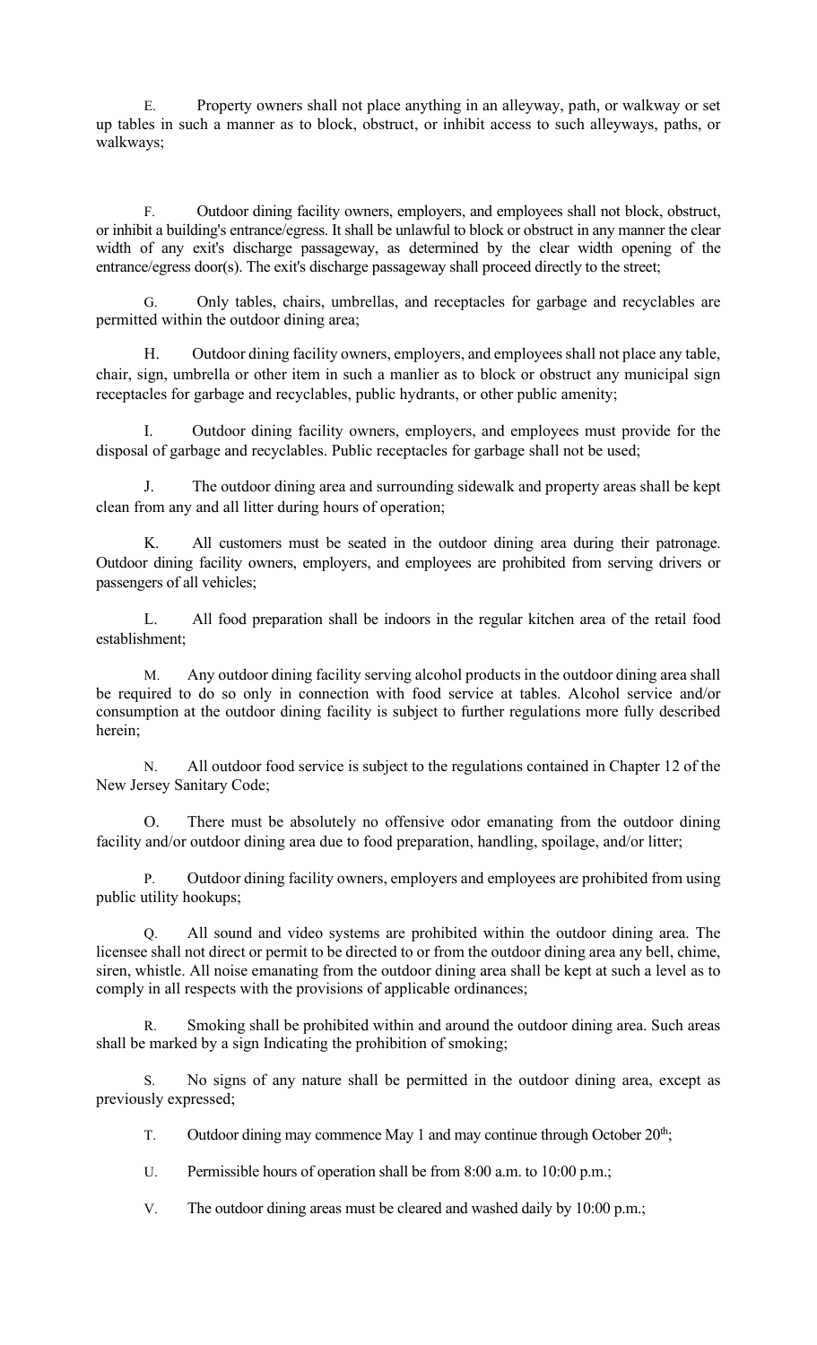E. Property owners shall not place anything in an alleyway, path, or walkway or set up tables in such a manner as to block, obstruct, or inhibit access to such alleyways, paths, or walkways;

F. Outdoor dining facility owners, employers, and employees shall not block, obstruct, or inhibit a building's entrance/egress. It shall be unlawful to block or obstruct in any manner the clear width of any exit's discharge passageway, as determined by the clear width opening of the entrance/egress door(s). The exit's discharge passageway shall proceed directly to the street;

G. Only tables, chairs, umbrellas, and receptacles for garbage and recyclables are permitted within the outdoor dining area;

H. Outdoor dining facility owners, employers, and employees shall not place any table, chair, sign, umbrella or other item in such a manlier as to block or obstruct any municipal sign receptacles for garbage and recyclables, public hydrants, or other public amenity;

I. Outdoor dining facility owners, employers, and employees must provide for the disposal of garbage and recyclables. Public receptacles for garbage shall not be used;

J. The outdoor dining area and surrounding sidewalk and property areas shall be kept clean from any and all litter during hours of operation;

K. All customers must be seated in the outdoor dining area during their patronage. Outdoor dining facility owners, employers, and employees are prohibited from serving drivers or passengers of all vehicles;

L. All food preparation shall be indoors in the regular kitchen area of the retail food establishment;

M. Any outdoor dining facility serving alcohol products in the outdoor dining area shall be required to do so only in connection with food service at tables. Alcohol service and/or consumption at the outdoor dining facility is subject to further regulations more fully described herein;

N. All outdoor food service is subject to the regulations contained in Chapter 12 of the New Jersey Sanitary Code;

O. There must be absolutely no offensive odor emanating from the outdoor dining facility and/or outdoor dining area due to food preparation, handling, spoilage, and/or litter;

P. Outdoor dining facility owners, employers and employees are prohibited from using public utility hookups;

Q. All sound and video systems are prohibited within the outdoor dining area. The licensee shall not direct or permit to be directed to or from the outdoor dining area any bell, chime, siren, whistle. All noise emanating from the outdoor dining area shall be kept at such a level as to comply in all respects with the provisions of applicable ordinances;

R. Smoking shall be prohibited within and around the outdoor dining area. Such areas shall be marked by a sign Indicating the prohibition of smoking;

S. No signs of any nature shall be permitted in the outdoor dining area, except as previously expressed;

T. Outdoor dining may commence May 1 and may continue through October 20th;

U. Permissible hours of operation shall be from 8:00 a.m. to 10:00 p.m.;

V. The outdoor dining areas must be cleared and washed daily by 10:00 p.m.;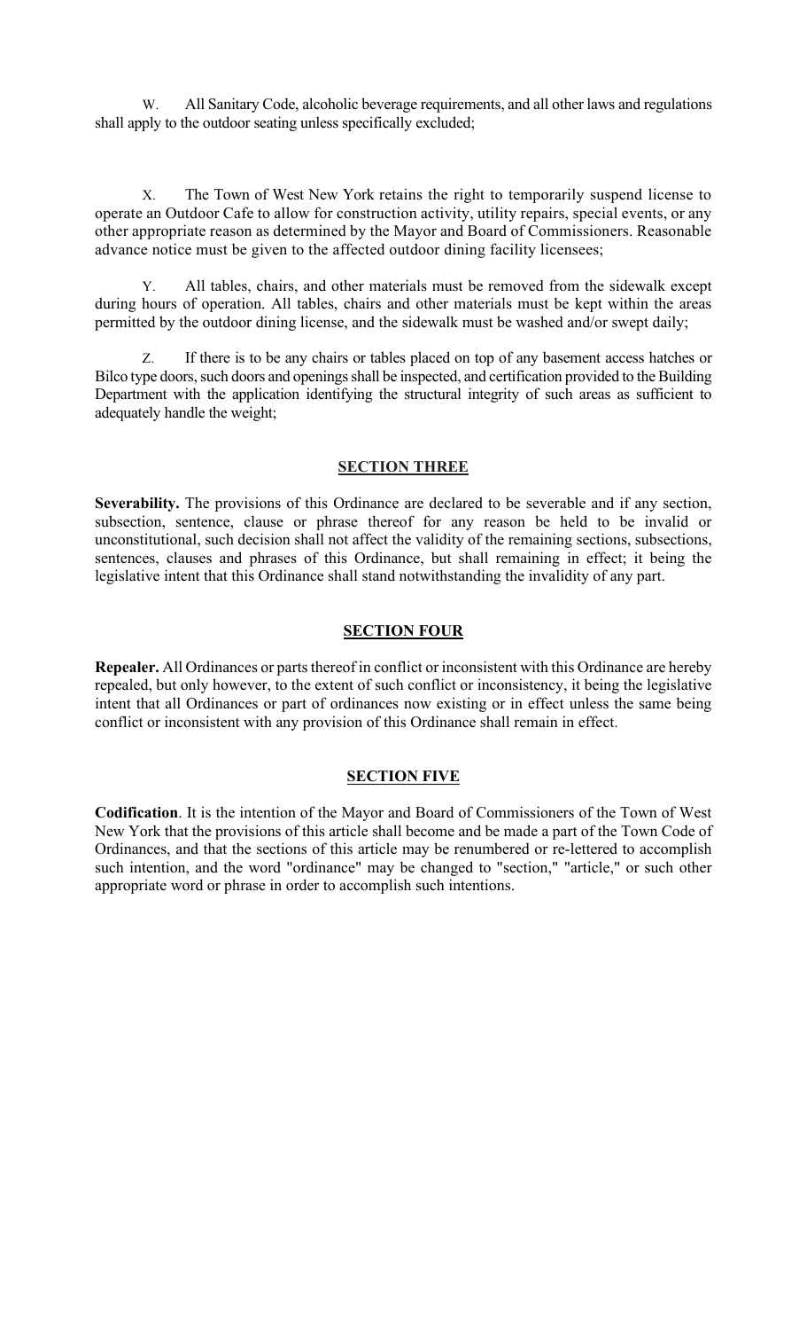W. All Sanitary Code, alcoholic beverage requirements, and all other laws and regulations shall apply to the outdoor seating unless specifically excluded;

X. The Town of West New York retains the right to temporarily suspend license to operate an Outdoor Cafe to allow for construction activity, utility repairs, special events, or any other appropriate reason as determined by the Mayor and Board of Commissioners. Reasonable advance notice must be given to the affected outdoor dining facility licensees;

Y. All tables, chairs, and other materials must be removed from the sidewalk except during hours of operation. All tables, chairs and other materials must be kept within the areas permitted by the outdoor dining license, and the sidewalk must be washed and/or swept daily;

Z. If there is to be any chairs or tables placed on top of any basement access hatches or Bilco type doors, such doors and openings shall be inspected, and certification provided to the Building Department with the application identifying the structural integrity of such areas as sufficient to adequately handle the weight;

## SECTION THREE

**Severability.** The provisions of this Ordinance are declared to be severable and if any section, subsection, sentence, clause or phrase thereof for any reason be held to be invalid or unconstitutional, such decision shall not affect the validity of the remaining sections, subsections, sentences, clauses and phrases of this Ordinance, but shall remaining in effect; it being the legislative intent that this Ordinance shall stand notwithstanding the invalidity of any part.

## SECTION FOUR

**Repealer.** All Ordinances or parts thereof in conflict or inconsistent with this Ordinance are hereby repealed, but only however, to the extent of such conflict or inconsistency, it being the legislative intent that all Ordinances or part of ordinances now existing or in effect unless the same being conflict or inconsistent with any provision of this Ordinance shall remain in effect.

## SECTION FIVE

**Codification**. It is the intention of the Mayor and Board of Commissioners of the Town of West New York that the provisions of this article shall become and be made a part of the Town Code of Ordinances, and that the sections of this article may be renumbered or re-lettered to accomplish such intention, and the word "ordinance" may be changed to "section," "article," or such other appropriate word or phrase in order to accomplish such intentions.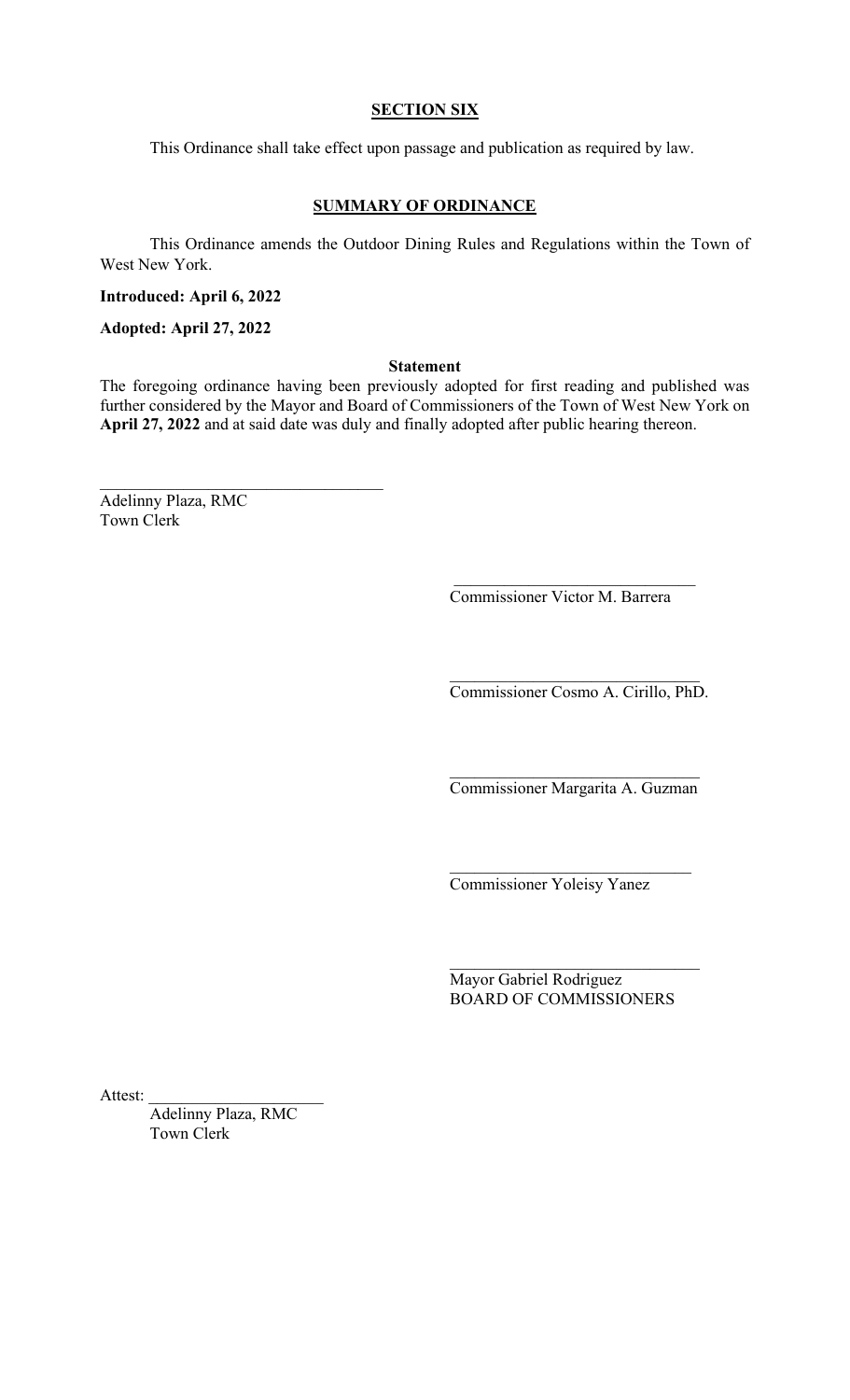## SECTION SIX

This Ordinance shall take effect upon passage and publication as required by law.

## SUMMARY OF ORDINANCE

This Ordinance amends the Outdoor Dining Rules and Regulations within the Town of West New York.

**Introduced: April 6, 2022**

**Adopted: April 27, 2022**

**Statement**

The foregoing ordinance having been previously adopted for first reading and published was further considered by the Mayor and Board of Commissioners of the Town of West New York on **April 27, 2022** and at said date was duly and finally adopted after public hearing thereon.

\_\_\_\_\_\_\_\_\_\_\_\_\_\_\_\_\_\_\_\_\_\_\_\_\_\_\_\_\_\_\_\_\_\_\_
Adelinny Plaza, RMC
Town Clerk

\_\_\_\_\_\_\_\_\_\_\_\_\_\_\_\_\_\_\_\_\_\_\_\_\_\_\_\_\_\_
Commissioner Victor M. Barrera

\_\_\_\_\_\_\_\_\_\_\_\_\_\_\_\_\_\_\_\_\_\_\_\_\_\_\_\_\_\_
Commissioner Cosmo A. Cirillo, PhD.

\_\_\_\_\_\_\_\_\_\_\_\_\_\_\_\_\_\_\_\_\_\_\_\_\_\_\_\_\_\_
Commissioner Margarita A. Guzman

\_\_\_\_\_\_\_\_\_\_\_\_\_\_\_\_\_\_\_\_\_\_\_\_\_\_\_\_\_\_
Commissioner Yoleisy Yanez

\_\_\_\_\_\_\_\_\_\_\_\_\_\_\_\_\_\_\_\_\_\_\_\_\_\_\_\_\_\_
Mayor Gabriel Rodriguez
BOARD OF COMMISSIONERS

Attest: \_\_\_\_\_\_\_\_\_\_\_\_\_\_\_\_\_\_\_\_\_
Adelinny Plaza, RMC
Town Clerk